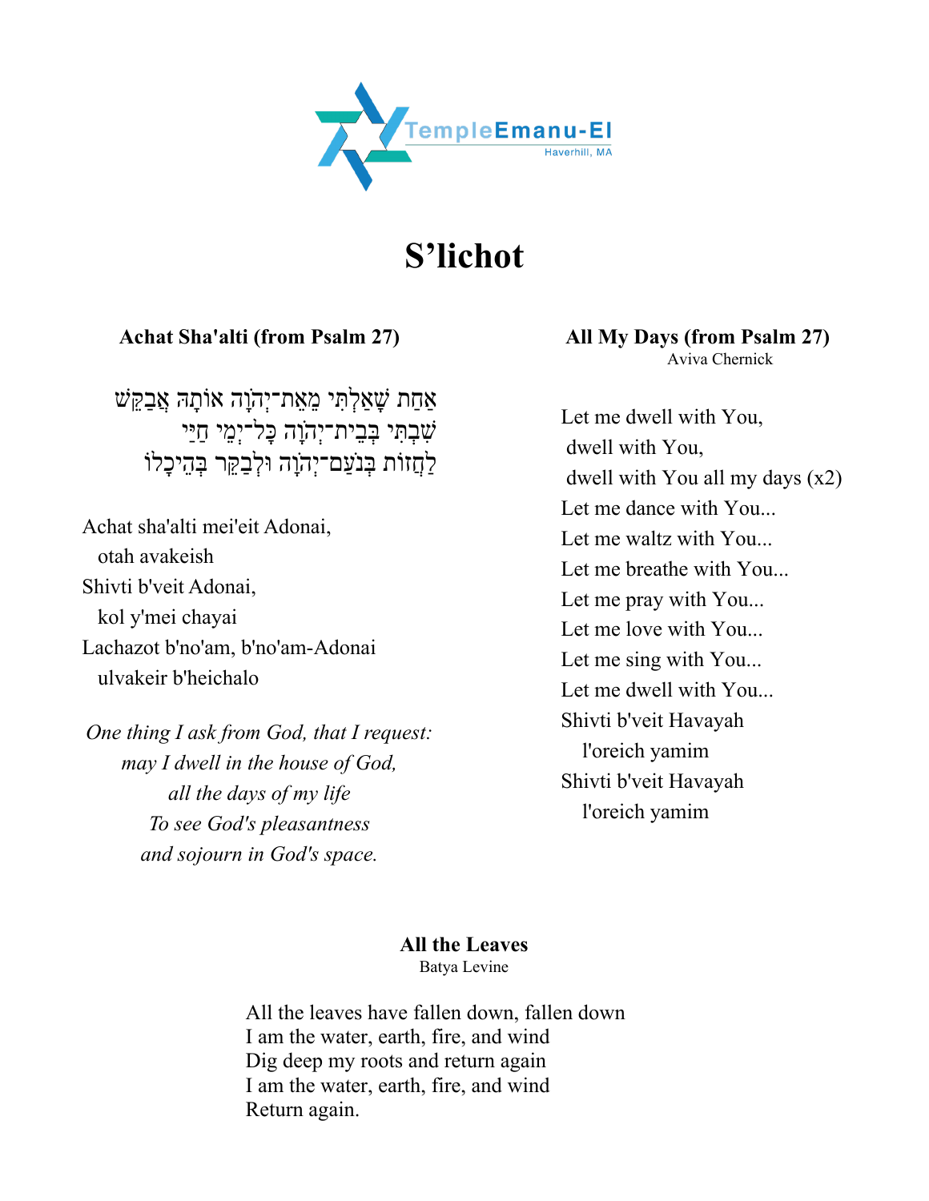TempleEmanu-El
Haverhill, MA

# S'lichot

### Achat Sha'alti (from Psalm 27)

אַחַת שָׁאַלְתִּי מֵאֵת־יְהֹוָה אוֹתָהּ אֲבַקֵּשׁ
שִׁבְתִּי בְּבֵית־יְהֹוָה כָּל־יְמֵי חַיַּי
לַחֲזוֹת בְּנֹעַם־יְהֹוָה וּלְבַקֵּר בְּהֵיכָלוֹ

Achat sha'alti mei'eit Adonai,
otah avakeish
Shivti b'veit Adonai,
kol y'mei chayai
Lachazot b'no'am, b'no'am-Adonai
ulvakeir b'heichalo

*One thing I ask from God, that I request:*
*may I dwell in the house of God,*
*all the days of my life*
*To see God's pleasantness*
*and sojourn in God's space.*

### All My Days (from Psalm 27)

Aviva Chernick

Let me dwell with You,
dwell with You,
dwell with You all my days (x2)
Let me dance with You...
Let me waltz with You...
Let me breathe with You...
Let me pray with You...
Let me love with You...
Let me sing with You...
Let me dwell with You...
Shivti b'veit Havayah
l'oreich yamim
Shivti b'veit Havayah
l'oreich yamim

### All the Leaves

Batya Levine

All the leaves have fallen down, fallen down
I am the water, earth, fire, and wind
Dig deep my roots and return again
I am the water, earth, fire, and wind
Return again.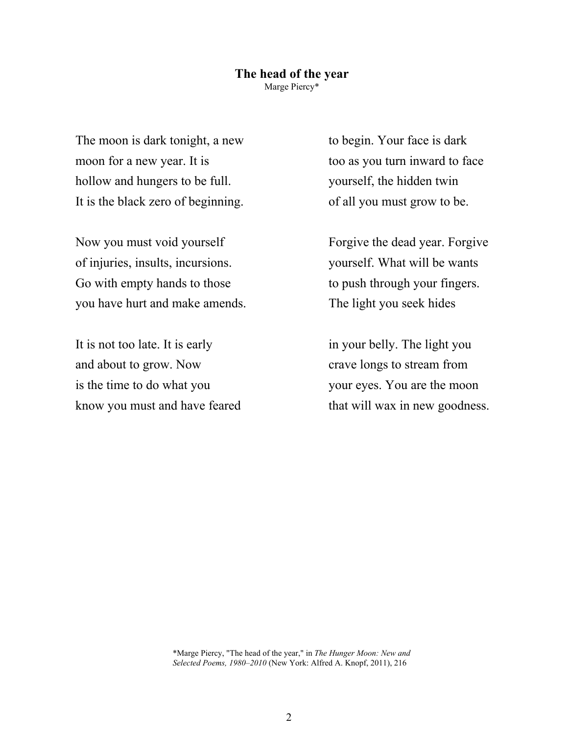**The head of the year**

Marge Piercy*

The moon is dark tonight, a new  
moon for a new year. It is  
hollow and hungers to be full.  
It is the black zero of beginning.

Now you must void yourself  
of injuries, insults, incursions.  
Go with empty hands to those  
you have hurt and make amends.

It is not too late. It is early  
and about to grow. Now  
is the time to do what you  
know you must and have feared

to begin. Your face is dark  
too as you turn inward to face  
yourself, the hidden twin  
of all you must grow to be.

Forgive the dead year. Forgive  
yourself. What will be wants  
to push through your fingers.  
The light you seek hides

in your belly. The light you  
crave longs to stream from  
your eyes. You are the moon  
that will wax in new goodness.

*Marge Piercy, "The head of the year," in *The Hunger Moon: New and Selected Poems, 1980–2010* (New York: Alfred A. Knopf, 2011), 216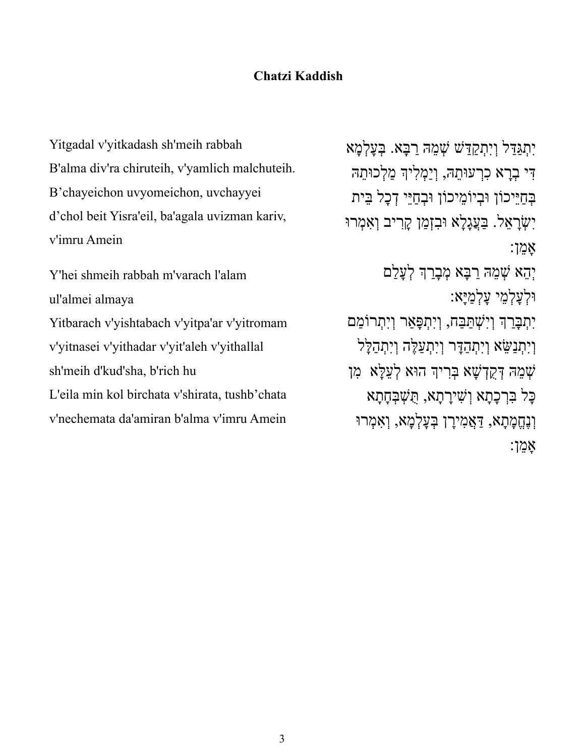## Chatzi Kaddish

Yitgadal v'yitkadash sh'meih rabbah
B'alma div'ra chiruteih, v'yamlich malchuteih.
B'chayeichon uvyomeichon, uvchayyei
d'chol beit Yisra'eil, ba'agala uvizman kariv,
v'imru Amein

Y'hei shmeih rabbah m'varach l'alam
ul'almei almaya
Yitbarach v'yishtabach v'yitpa'ar v'yitromam
v'yitnasei v'yithadar v'yit'aleh v'yithallal
sh'meih d'kud'sha, b'rich hu
L'eila min kol birchata v'shirata, tushb'chata
v'nechemata da'amiran b'alma v'imru Amein

יִתְגַּדַּל וְיִתְקַדַּשׁ שְׁמֵהּ רַבָּא. בְּעָלְמָא
דִּי בְרָא כִרְעוּתֵהּ, וְיַמְלִיךְ מַלְכוּתֵהּ
בְּחַיֵּיכוֹן וּבְיוֹמֵיכוֹן וּבְחַיֵּי דְכָל בֵּית
יִשְׂרָאֵל. בַּעֲגָלָא וּבִזְמַן קָרִיב וְאִמְרוּ
אָמֵן:

יְהֵא שְׁמֵהּ רַבָּא מְבָרַךְ לְעָלַם
וּלְעָלְמֵי עָלְמַיָּא:
יִתְבָּרַךְ וְיִשְׁתַּבַּח, וְיִתְפָּאַר וְיִתְרוֹמַם
וְיִתְנַשֵּׂא וְיִתְהַדָּר וְיִתְעַלֶּה וְיִתְהַלָּל
שְׁמֵהּ דְּקֻדְשָׁא בְּרִיךְ הוּא לְעֵלָּא מִן
כָּל בִּרְכָתָא וְשִׁירָתָא, תֻּשְׁבְּחָתָא
וְנֶחֱמָתָא, דַּאֲמִירָן בְּעָלְמָא, וְאִמְרוּ
אָמֵן: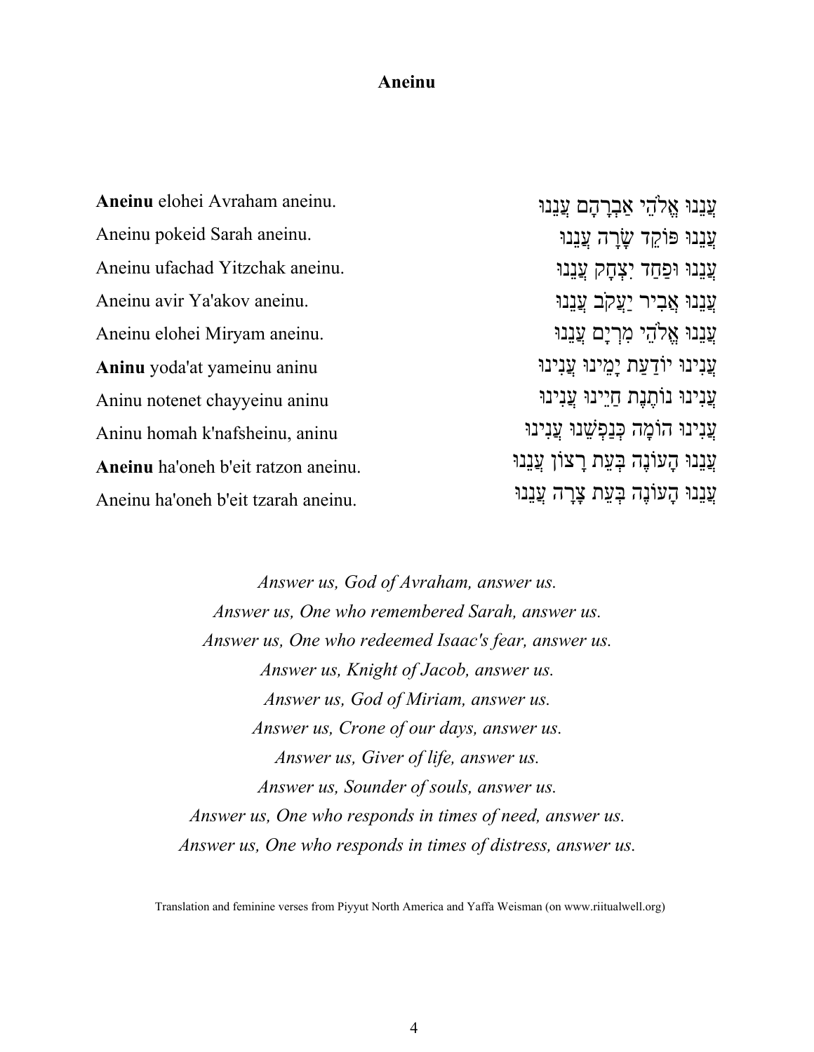# Aneinu

| | |
|---|---|
| **Aneinu** elohei Avraham aneinu. | עֲנֵנוּ אֱלֹהֵי אַבְרָהָם עֲנֵנוּ |
| Aneinu pokeid Sarah aneinu. | עֲנֵנוּ פּוֹקֵד שָׂרָה עֲנֵנוּ |
| Aneinu ufachad Yitzchak aneinu. | עֲנֵנוּ וּפַחַד יִצְחָק עֲנֵנוּ |
| Aneinu avir Ya'akov aneinu. | עֲנֵנוּ אֲבִיר יַעֲקֹב עֲנֵנוּ |
| Aneinu elohei Miryam aneinu. | עֲנֵנוּ אֱלֹהֵי מִרְיָם עֲנֵנוּ |
| **Aninu** yoda'at yameinu aninu | עֲנִינוּ יוֹדַעַת יָמֵינוּ עֲנִינוּ |
| Aninu notenet chayyeinu aninu | עֲנִינוּ נוֹתֶנֶת חַיֵּינוּ עֲנִינוּ |
| Aninu homah k'nafsheinu, aninu | עֲנִינוּ הוֹמָה כְּנַפְשֵׁנוּ עֲנִינוּ |
| **Aneinu** ha'oneh b'eit ratzon aneinu. | עֲנֵנוּ הָעוֹנֶה בְּעֵת רָצוֹן עֲנֵנוּ |
| Aneinu ha'oneh b'eit tzarah aneinu. | עֲנֵנוּ הָעוֹנֶה בְּעֵת צָרָה עֲנֵנוּ |

*Answer us, God of Avraham, answer us.*
*Answer us, One who remembered Sarah, answer us.*
*Answer us, One who redeemed Isaac's fear, answer us.*
*Answer us, Knight of Jacob, answer us.*
*Answer us, God of Miriam, answer us.*
*Answer us, Crone of our days, answer us.*
*Answer us, Giver of life, answer us.*
*Answer us, Sounder of souls, answer us.*
*Answer us, One who responds in times of need, answer us.*
*Answer us, One who responds in times of distress, answer us.*

Translation and feminine verses from Piyyut North America and Yaffa Weisman (on www.riitualwell.org)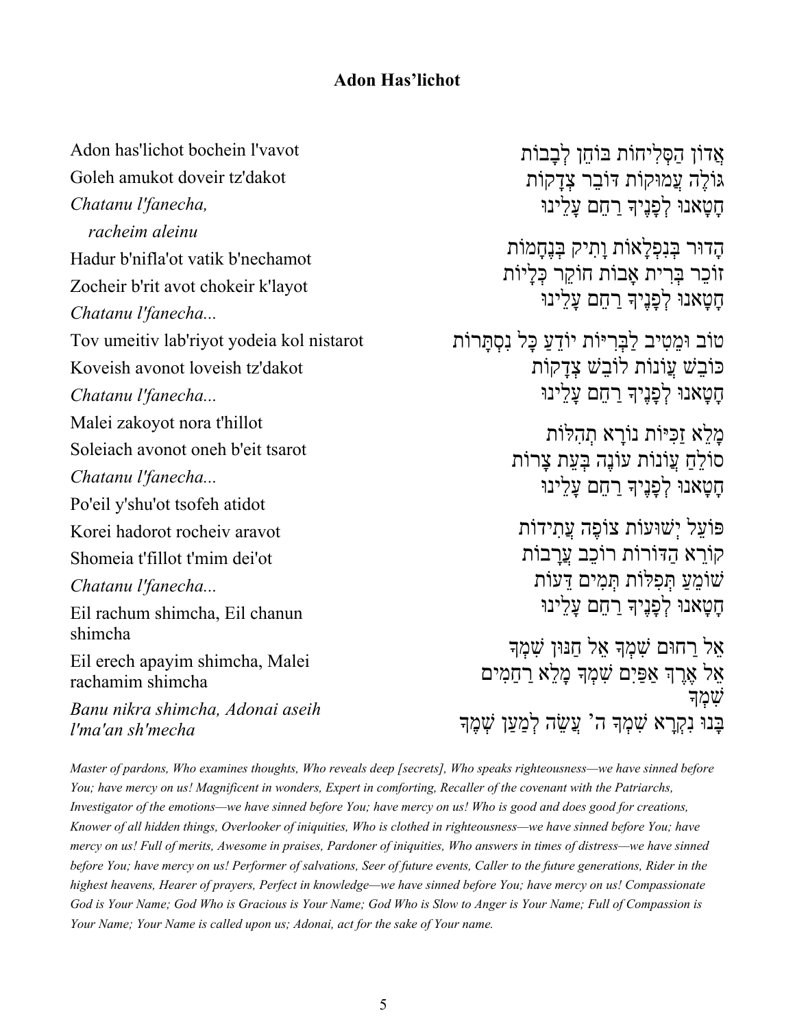**Adon Has'lichot**

Adon has'lichot bochein l'vavot
Goleh amukot doveir tz'dakot
*Chatanu l'fanecha,*
*racheim aleinu*
Hadur b'nifla'ot vatik b'nechamot
Zocheir b'rit avot chokeir k'layot
*Chatanu l'fanecha...*
Tov umeitiv lab'riyot yodeia kol nistarot
Koveish avonot loveish tz'dakot
*Chatanu l'fanecha...*
Malei zakoyot nora t'hillot
Soleiach avonot oneh b'eit tsarot
*Chatanu l'fanecha...*
Po'eil y'shu'ot tsofeh atidot
Korei hadorot rocheiv aravot
Shomeia t'fillot t'mim dei'ot
*Chatanu l'fanecha...*
Eil rachum shimcha, Eil chanun shimcha
Eil erech apayim shimcha, Malei rachamim shimcha
*Banu nikra shimcha, Adonai aseih l'ma'an sh'mecha*

אֲדוֹן הַסְּלִיחוֹת בּוֹחֵן לְבָבוֹת
גּוֹלֶה עֲמוּקוֹת דּוֹבֵר צְדָקוֹת
חָטָאנוּ לְפָנֶיךָ רַחֵם עָלֵינוּ

הָדוּר בְּנִפְלָאוֹת וָתִיק בְּנֶחָמוֹת
זוֹכֵר בְּרִית אָבוֹת חוֹקֵר כְּלָיוֹת
חָטָאנוּ לְפָנֶיךָ רַחֵם עָלֵינוּ

טוֹב וּמֵטִיב לַבְּרִיּוֹת יוֹדֵעַ כָּל נִסְתָּרוֹת
כּוֹבֵשׁ עֲוֹנוֹת לוֹבֵשׁ צְדָקוֹת
חָטָאנוּ לְפָנֶיךָ רַחֵם עָלֵינוּ

מָלֵא זַכִּיּוֹת נוֹרָא תְהִלּוֹת
סוֹלֵחַ עֲוֹנוֹת עוֹנֶה בְּעֵת צָרוֹת
חָטָאנוּ לְפָנֶיךָ רַחֵם עָלֵינוּ

פּוֹעֵל יְשׁוּעוֹת צוֹפֶה עֲתִידוֹת
קוֹרֵא הַדּוֹרוֹת רוֹכֵב עֲרָבוֹת
שׁוֹמֵעַ תְּפִלּוֹת תְּמִים דֵּעוֹת
חָטָאנוּ לְפָנֶיךָ רַחֵם עָלֵינוּ

אֵל רַחוּם שִׁמְךָ אֵל חַנּוּן שִׁמְךָ
אֵל אֶרֶךְ אַפַּיִם שִׁמְךָ מָלֵא רַחֲמִים שִׁמְךָ
בָּנוּ נִקְרָא שִׁמְךָ ה' עֲשֵׂה לְמַעַן שְׁמֶךָ

*Master of pardons, Who examines thoughts, Who reveals deep [secrets], Who speaks righteousness—we have sinned before You; have mercy on us! Magnificent in wonders, Expert in comforting, Recaller of the covenant with the Patriarchs, Investigator of the emotions—we have sinned before You; have mercy on us! Who is good and does good for creations, Knower of all hidden things, Overlooker of iniquities, Who is clothed in righteousness—we have sinned before You; have mercy on us! Full of merits, Awesome in praises, Pardoner of iniquities, Who answers in times of distress—we have sinned before You; have mercy on us! Performer of salvations, Seer of future events, Caller to the future generations, Rider in the highest heavens, Hearer of prayers, Perfect in knowledge—we have sinned before You; have mercy on us! Compassionate God is Your Name; God Who is Gracious is Your Name; God Who is Slow to Anger is Your Name; Full of Compassion is Your Name; Your Name is called upon us; Adonai, act for the sake of Your name.*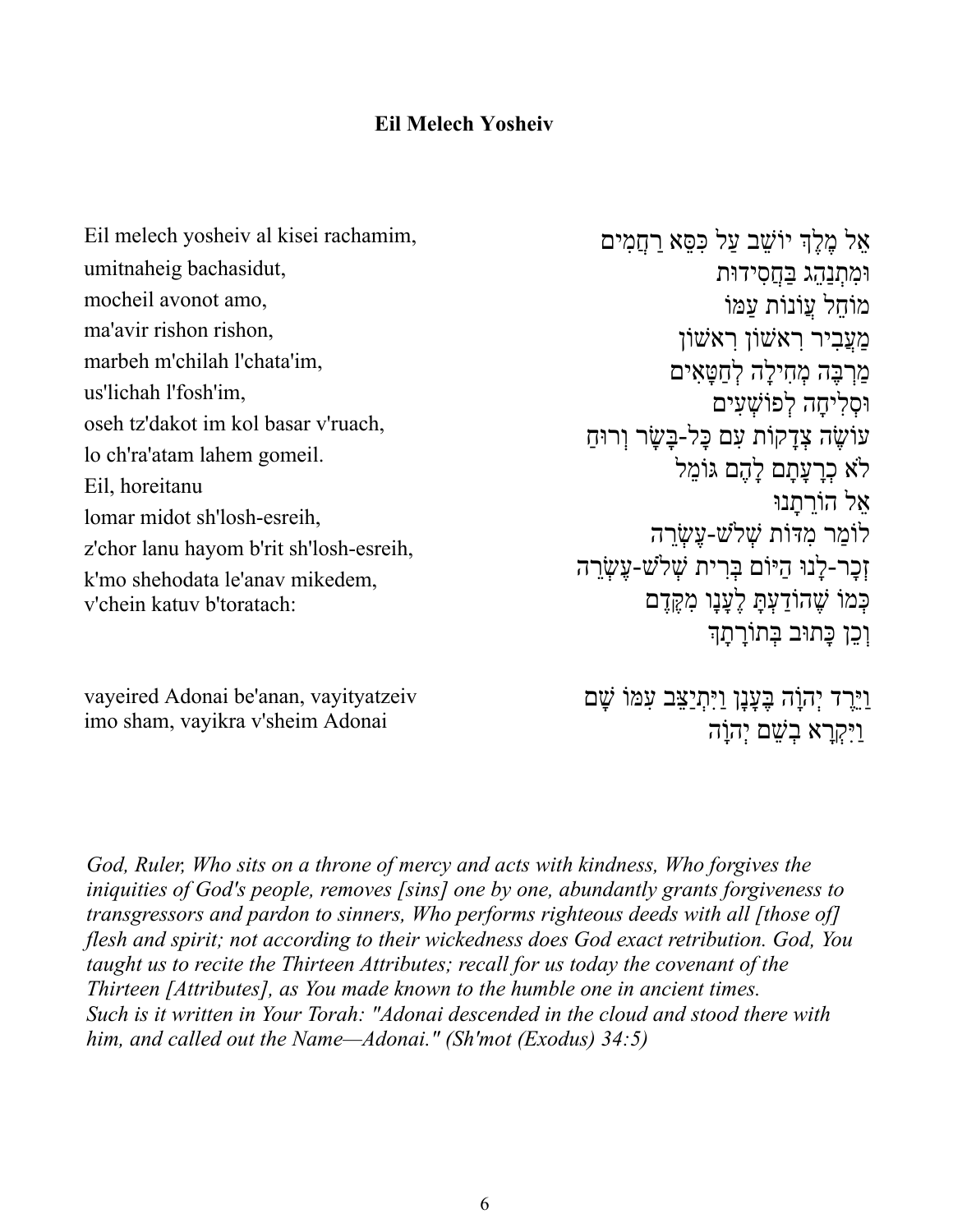**Eil Melech Yosheiv**

| | |
|---|---|
| Eil melech yosheiv al kisei rachamim, | אֵל מֶלֶךְ יוֹשֵׁב עַל כִּסֵּא רַחֲמִים |
| umitnaheig bachasidut, | וּמִתְנַהֵג בַּחֲסִידוּת |
| mocheil avonot amo, | מוֹחֵל עֲוֹנוֹת עַמּוֹ |
| ma'avir rishon rishon, | מַעֲבִיר רִאשׁוֹן רִאשׁוֹן |
| marbeh m'chilah l'chata'im, | מַרְבֶּה מְחִילָה לְחַטָּאִים |
| us'lichah l'fosh'im, | וּסְלִיחָה לְפוֹשְׁעִים |
| oseh tz'dakot im kol basar v'ruach, | עוֹשֶׂה צְדָקוֹת עִם כָּל-בָּשָׂר וְרוּחַ |
| lo ch'ra'atam lahem gomeil. | לֹא כְרָעָתָם לָהֶם גּוֹמֵל |
| Eil, horeitanu | אֵל הוֹרֵתָנוּ |
| lomar midot sh'losh-esreih, | לוֹמַר מִדּוֹת שְׁלֹשׁ-עֶשְׂרֵה |
| z'chor lanu hayom b'rit sh'losh-esreih, | זְכָר-לָנוּ הַיּוֹם בְּרִית שְׁלֹשׁ-עֶשְׂרֵה |
| k'mo shehodata le'anav mikedem, | כְּמוֹ שֶׁהוֹדַעְתָּ לֶעָנָו מִקֶּדֶם |
| v'chein katuv b'toratach: | וְכֵן כָּתוּב בְּתוֹרָתָךְ |
| vayeired Adonai be'anan, vayityatzeiv imo sham, vayikra v'sheim Adonai | וַיֵּרֶד יְהוָֹה בֶּעָנָן וַיִּתְיַצֵּב עִמּוֹ שָׁם וַיִּקְרָא בְשֵׁם יְהוָֹה |

*God, Ruler, Who sits on a throne of mercy and acts with kindness, Who forgives the iniquities of God's people, removes [sins] one by one, abundantly grants forgiveness to transgressors and pardon to sinners, Who performs righteous deeds with all [those of] flesh and spirit; not according to their wickedness does God exact retribution. God, You taught us to recite the Thirteen Attributes; recall for us today the covenant of the Thirteen [Attributes], as You made known to the humble one in ancient times. Such is it written in Your Torah: "Adonai descended in the cloud and stood there with him, and called out the Name—Adonai." (Sh'mot (Exodus) 34:5)*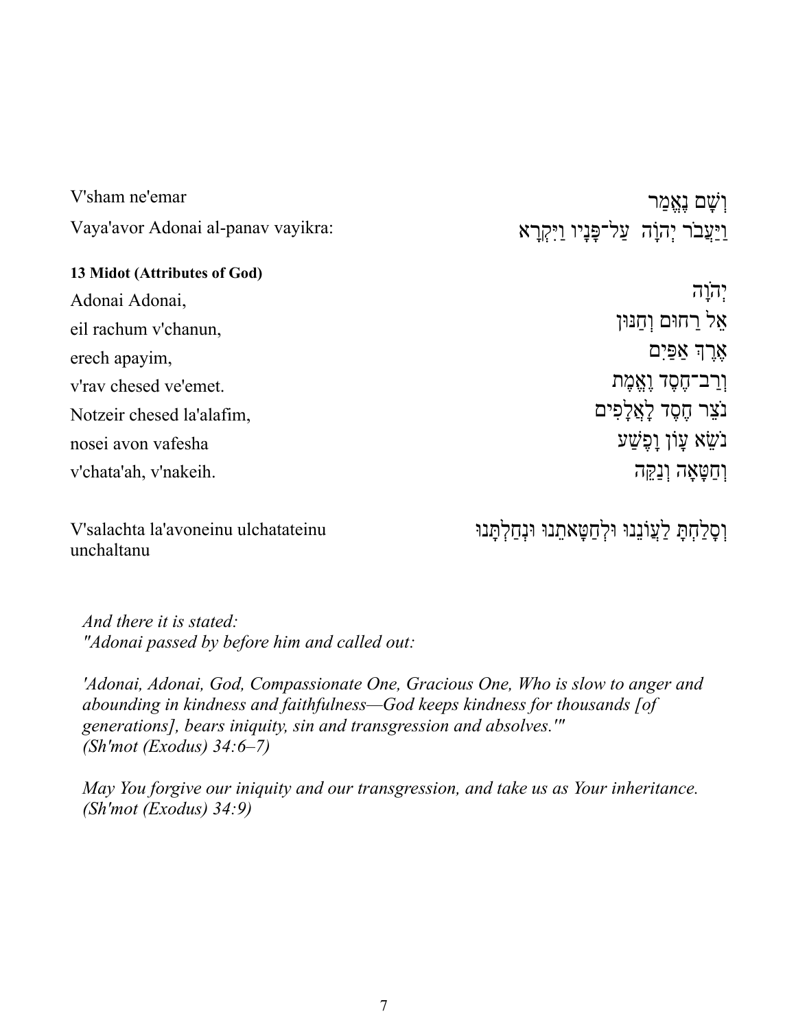| | |
|---|---|
| V'sham ne'emar | וְשָׁם נֶאֱמַר |
| Vaya'avor Adonai al-panav vayikra: | וַיַּעֲבֹר יְהוָה עַל־פָּנָיו וַיִּקְרָא |

**13 Midot (Attributes of God)**

| | |
|---|---|
| Adonai Adonai, | יְהוָה |
| eil rachum v'chanun, | אֵל רַחוּם וְחַנּוּן |
| erech apayim, | אֶרֶךְ אַפַּיִם |
| v'rav chesed ve'emet. | וְרַב־חֶסֶד וֶאֱמֶת |
| Notzeir chesed la'alafim, | נֹצֵר חֶסֶד לָאֲלָפִים |
| nosei avon vafesha | נֹשֵׂא עָוֹן וָפֶשַׁע |
| v'chata'ah, v'nakeih. | וְחַטָּאָה וְנַקֵּה |

| | |
|---|---|
| V'salachta la'avoneinu ulchatateinu unchaltanu | וְסָלַחְתָּ לַעֲוֹנֵנוּ וּלְחַטָּאתֵנוּ וּנְחַלְתָּנוּ |

*And there it is stated:*
*"Adonai passed by before him and called out:*

*'Adonai, Adonai, God, Compassionate One, Gracious One, Who is slow to anger and abounding in kindness and faithfulness—God keeps kindness for thousands [of generations], bears iniquity, sin and transgression and absolves.'"*
*(Sh'mot (Exodus) 34:6–7)*

*May You forgive our iniquity and our transgression, and take us as Your inheritance.*
*(Sh'mot (Exodus) 34:9)*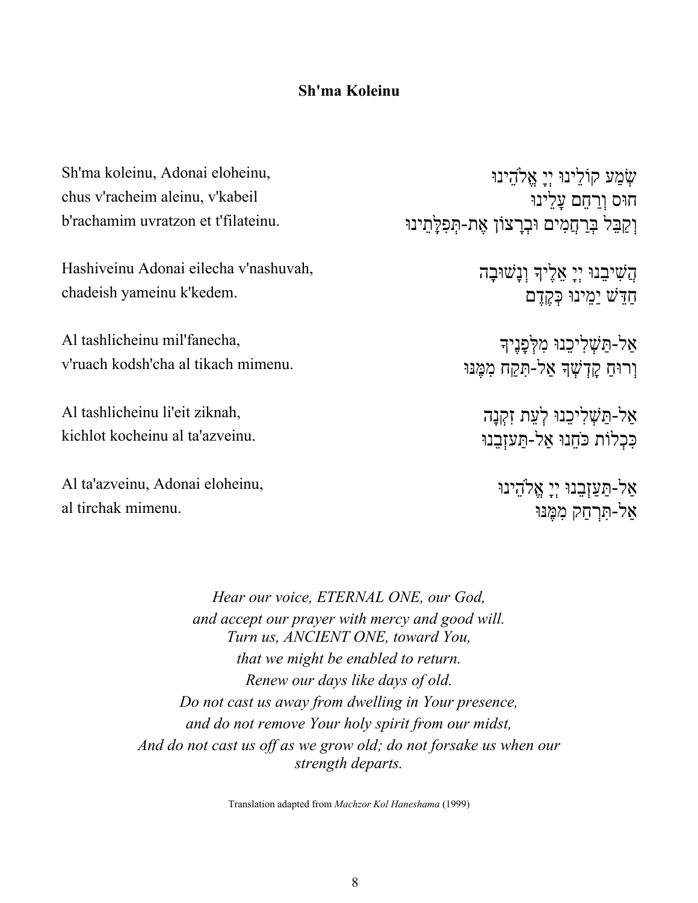**Sh'ma Koleinu**

Sh'ma koleinu, Adonai eloheinu,
chus v'racheim aleinu, v'kabeil
b'rachamim uvratzon et t'filateinu.

שְׁמַע קוֹלֵנוּ יְיָ אֱלֹהֵינוּ
חוּס וְרַחֵם עָלֵינוּ
וְקַבֵּל בְּרַחֲמִים וּבְרָצוֹן אֶת-תְּפִלָּתֵנוּ

Hashiveinu Adonai eilecha v'nashuvah,
chadeish yameinu k'kedem.

הֲשִׁיבֵנוּ יְיָ אֵלֶיךָ וְנָשׁוּבָה
חַדֵּשׁ יָמֵינוּ כְּקֶדֶם

Al tashlicheinu mil'fanecha,
v'ruach kodsh'cha al tikach mimenu.

אַל-תַּשְׁלִיכֵנוּ מִלְּפָנֶיךָ
וְרוּחַ קָדְשְׁךָ אַל-תִּקַּח מִמֶּנּוּ

Al tashlicheinu li'eit ziknah,
kichlot kocheinu al ta'azveinu.

אַל-תַּשְׁלִיכֵנוּ לְעֵת זִקְנָה
כִּכְלוֹת כֹּחֵנוּ אַל-תַּעַזְבֵנוּ

Al ta'azveinu, Adonai eloheinu,
al tirchak mimenu.

אַל-תַּעַזְבֵנוּ יְיָ אֱלֹהֵינוּ
אַל-תִּרְחַק מִמֶּנּוּ

*Hear our voice, ETERNAL ONE, our God,*
*and accept our prayer with mercy and good will.*
*Turn us, ANCIENT ONE, toward You,*
*that we might be enabled to return.*
*Renew our days like days of old.*
*Do not cast us away from dwelling in Your presence,*
*and do not remove Your holy spirit from our midst,*
*And do not cast us off as we grow old; do not forsake us when our strength departs.*

Translation adapted from *Machzor Kol Haneshama* (1999)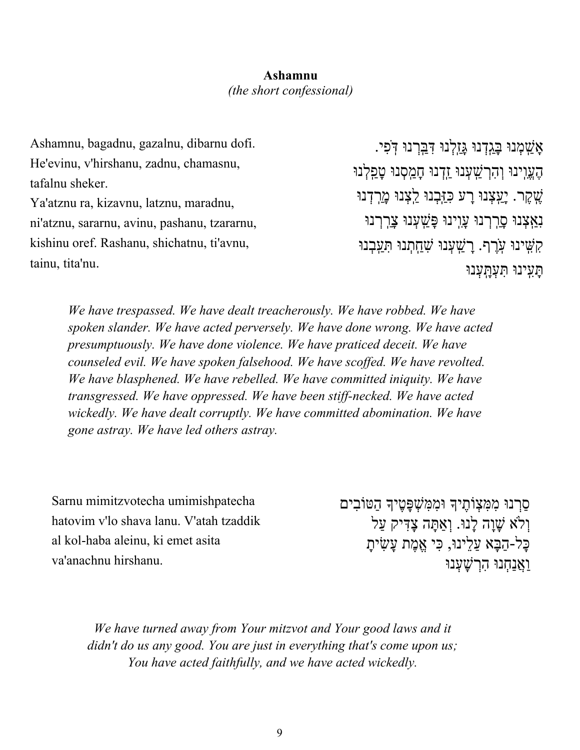**Ashamnu**

*(the short confessional)*

Ashamnu, bagadnu, gazalnu, dibarnu dofi. He'evinu, v'hirshanu, zadnu, chamasnu, tafalnu sheker.
Ya'atznu ra, kizavnu, latznu, maradnu, ni'atznu, sararnu, avinu, pashanu, tzararnu, kishinu oref. Rashanu, shichatnu, ti'avnu, tainu, tita'nu.

אָשַׁמְנוּ בָּגַדְנוּ גָּזַלְנוּ דִּבַּרְנוּ דֹפִי. הֶעֱוִינוּ וְהִרְשַׁעְנוּ זַדְנוּ חָמַסְנוּ טָפַלְנוּ שֶׁקֶר. יָעַצְנוּ רָע כִּזַּבְנוּ לַצְנוּ מָרַדְנוּ נִאַצְנוּ סָרַרְנוּ עָוִינוּ פָּשַׁעְנוּ צָרַרְנוּ קִשִּׁינוּ עֹרֶף. רָשַׁעְנוּ שִׁחַתְנוּ תִּעַבְנוּ תָּעִינוּ תִּעְתָּעְנוּ

*We have trespassed. We have dealt treacherously. We have robbed. We have spoken slander. We have acted perversely. We have done wrong. We have acted presumptuously. We have done violence. We have praticed deceit. We have counseled evil. We have spoken falsehood. We have scoffed. We have revolted. We have blasphened. We have rebelled. We have committed iniquity. We have transgressed. We have oppressed. We have been stiff-necked. We have acted wickedly. We have dealt corruptly. We have committed abomination. We have gone astray. We have led others astray.*

Sarnu mimitzvotecha umimishpatecha hatovim v'lo shava lanu. V'atah tzaddik al kol-haba aleinu, ki emet asita va'anachnu hirshanu.

סַרְנוּ מִמִּצְוֹתֶיךָ וּמִמִּשְׁפָּטֶיךָ הַטּוֹבִים וְלֹא שָׁוָה לָנוּ. וְאַתָּה צַדִּיק עַל כָּל-הַבָּא עָלֵינוּ, כִּי אֱמֶת עָשִׂיתָ וַאֲנַחְנוּ הִרְשָׁעְנוּ

*We have turned away from Your mitzvot and Your good laws and it didn't do us any good. You are just in everything that's come upon us; You have acted faithfully, and we have acted wickedly.*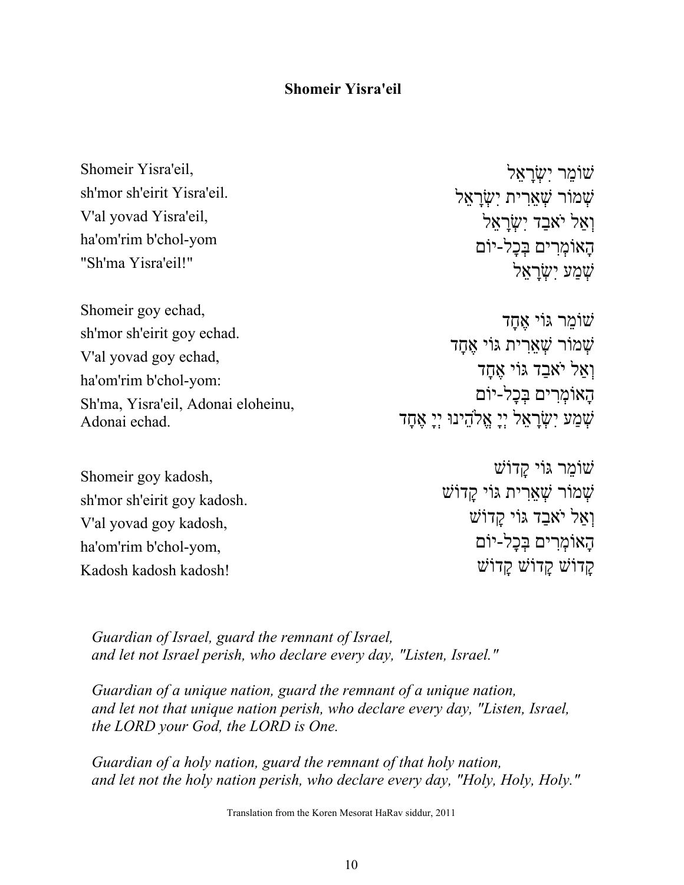**Shomeir Yisra'eil**

Shomeir Yisra'eil,
sh'mor sh'eirit Yisra'eil.
V'al yovad Yisra'eil,
ha'om'rim b'chol-yom
"Sh'ma Yisra'eil!"

שׁוֹמֵר יִשְׂרָאֵל
שְׁמוֹר שְׁאֵרִית יִשְׂרָאֵל
וְאַל יֹאבַד יִשְׂרָאֵל
הָאוֹמְרִים בְּכָל-יוֹם
שְׁמַע יִשְׂרָאֵל

Shomeir goy echad,
sh'mor sh'eirit goy echad.
V'al yovad goy echad,
ha'om'rim b'chol-yom:
Sh'ma, Yisra'eil, Adonai eloheinu,
Adonai echad.

שׁוֹמֵר גּוֹי אֶחָד
שְׁמוֹר שְׁאֵרִית גּוֹי אֶחָד
וְאַל יֹאבַד גּוֹי אֶחָד
הָאוֹמְרִים בְּכָל-יוֹם
שְׁמַע יִשְׂרָאֵל יְיָ אֱלֹהֵינוּ יְיָ אֶחָד

Shomeir goy kadosh,
sh'mor sh'eirit goy kadosh.
V'al yovad goy kadosh,
ha'om'rim b'chol-yom,
Kadosh kadosh kadosh!

שׁוֹמֵר גּוֹי קָדוֹשׁ
שְׁמוֹר שְׁאֵרִית גּוֹי קָדוֹשׁ
וְאַל יֹאבַד גּוֹי קָדוֹשׁ
הָאוֹמְרִים בְּכָל-יוֹם
קָדוֹשׁ קָדוֹשׁ קָדוֹשׁ

*Guardian of Israel, guard the remnant of Israel,*
*and let not Israel perish, who declare every day, "Listen, Israel."*

*Guardian of a unique nation, guard the remnant of a unique nation,*
*and let not that unique nation perish, who declare every day, "Listen, Israel, the LORD your God, the LORD is One.*

*Guardian of a holy nation, guard the remnant of that holy nation,*
*and let not the holy nation perish, who declare every day, "Holy, Holy, Holy."*

Translation from the Koren Mesorat HaRav siddur, 2011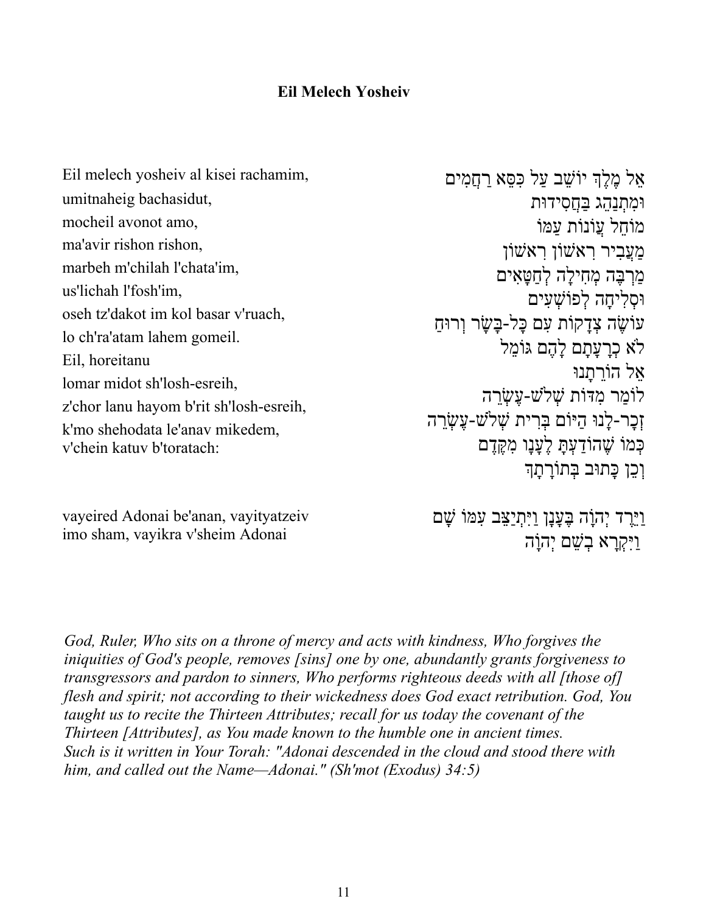**Eil Melech Yosheiv**

Eil melech yosheiv al kisei rachamim,
umitnaheig bachasidut,
mocheil avonot amo,
ma'avir rishon rishon,
marbeh m'chilah l'chata'im,
us'lichah l'fosh'im,
oseh tz'dakot im kol basar v'ruach,
lo ch'ra'atam lahem gomeil.
Eil, horeitanu
lomar midot sh'losh-esreih,
z'chor lanu hayom b'rit sh'losh-esreih,
k'mo shehodata le'anav mikedem,
v'chein katuv b'toratach:

אֵל מֶלֶךְ יוֹשֵׁב עַל כִּסֵּא רַחֲמִים
וּמִתְנַהֵג בַּחֲסִידוּת
מוֹחֵל עֲוֹנוֹת עַמּוֹ
מַעֲבִיר רִאשׁוֹן רִאשׁוֹן
מַרְבֶּה מְחִילָה לְחַטָּאִים
וּסְלִיחָה לְפוֹשְׁעִים
עוֹשֶׂה צְדָקוֹת עִם כָּל-בָּשָׂר וְרוּחַ
לֹא כְרָעָתָם לָהֶם גּוֹמֵל
אֵל הוֹרֵתָנוּ
לוֹמַר מִדּוֹת שְׁלֹשׁ-עֶשְׂרֵה
זְכָר-לָנוּ הַיּוֹם בְּרִית שְׁלֹשׁ-עֶשְׂרֵה
כְּמוֹ שֶׁהוֹדַעְתָּ לֶעָנָו מִקֶּדֶם
וְכֵן כָּתוּב בְּתוֹרָתָךְ

vayeired Adonai be'anan, vayityatzeiv
imo sham, vayikra v'sheim Adonai

וַיֵּרֶד יְהוָה בֶּעָנָן וַיִּתְיַצֵּב עִמּוֹ שָׁם
וַיִּקְרָא בְשֵׁם יְהוָה

*God, Ruler, Who sits on a throne of mercy and acts with kindness, Who forgives the iniquities of God's people, removes [sins] one by one, abundantly grants forgiveness to transgressors and pardon to sinners, Who performs righteous deeds with all [those of] flesh and spirit; not according to their wickedness does God exact retribution. God, You taught us to recite the Thirteen Attributes; recall for us today the covenant of the Thirteen [Attributes], as You made known to the humble one in ancient times. Such is it written in Your Torah: "Adonai descended in the cloud and stood there with him, and called out the Name—Adonai." (Sh'mot (Exodus) 34:5)*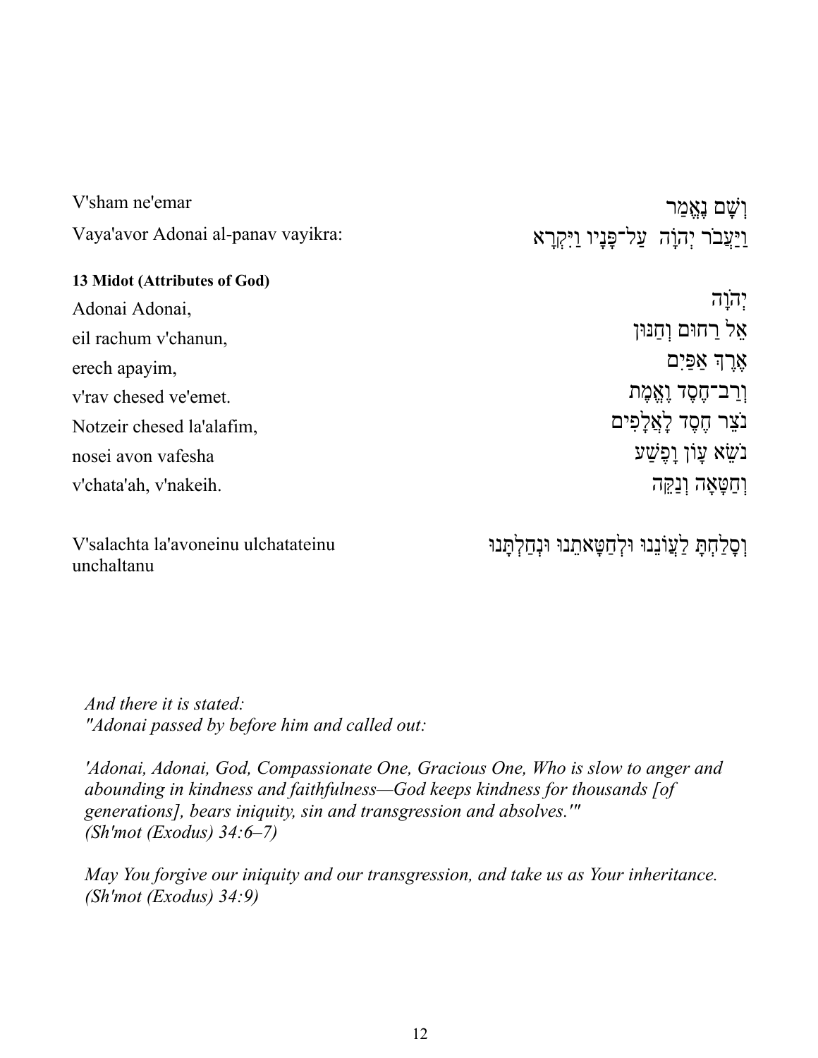V'sham ne'emar

וְשָׁם נֶאֱמַר

Vaya'avor Adonai al-panav vayikra:

וַיַּעֲבֹר יְהוָה עַל־פָּנָיו וַיִּקְרָא

**13 Midot (Attributes of God)**

Adonai Adonai,

יְהוָה

eil rachum v'chanun,

אֵל רַחוּם וְחַנּוּן

erech apayim,

אֶרֶךְ אַפַּיִם

v'rav chesed ve'emet.

וְרַב־חֶסֶד וֶאֱמֶת

Notzeir chesed la'alafim,

נֹצֵר חֶסֶד לָאֲלָפִים

nosei avon vafesha

נֹשֵׂא עָוֹן וָפֶשַׁע

v'chata'ah, v'nakeih.

וְחַטָּאָה וְנַקֵּה

V'salachta la'avoneinu ulchatateinu unchaltanu

וְסָלַחְתָּ לַעֲוֹנֵנוּ וּלְחַטָּאתֵנוּ וּנְחַלְתָּנוּ

*And there it is stated:*
*"Adonai passed by before him and called out:*

*'Adonai, Adonai, God, Compassionate One, Gracious One, Who is slow to anger and abounding in kindness and faithfulness—God keeps kindness for thousands [of generations], bears iniquity, sin and transgression and absolves.'"*
*(Sh'mot (Exodus) 34:6–7)*

*May You forgive our iniquity and our transgression, and take us as Your inheritance.*
*(Sh'mot (Exodus) 34:9)*